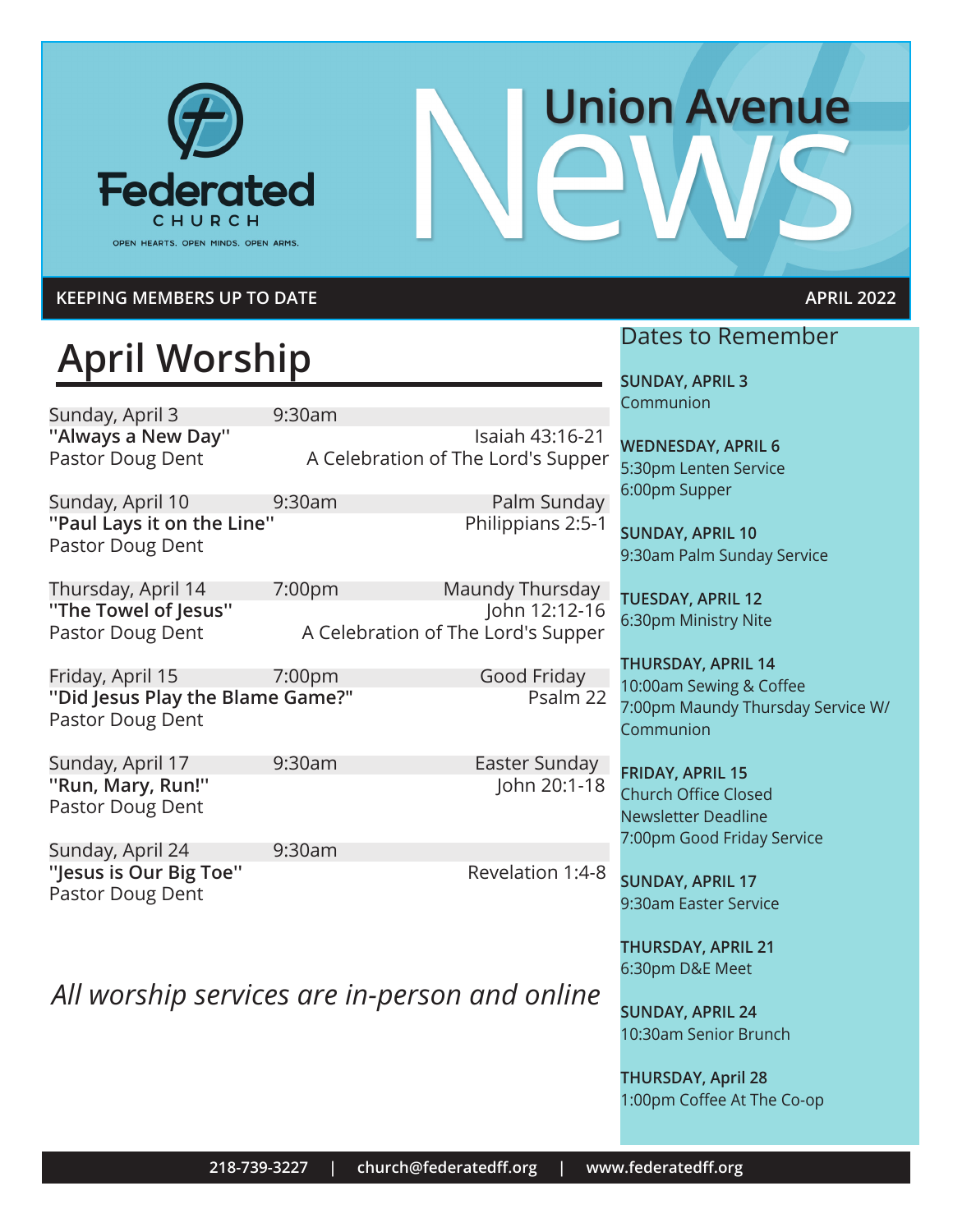**Federated CHURCH**

OPEN HEARTS. OPEN MINDS. OPEN ARMS.

# Union Avenue News

KEEPING MEMBERS UP TO DATE — APRIL 2022

## April Worship

Sunday, April 3 — 9:30am
**"Always a New Day"** — Isaiah 43:16-21
Pastor Doug Dent — A Celebration of The Lord's Supper

Sunday, April 10 — 9:30am — Palm Sunday
**"Paul Lays it on the Line"** — Philippians 2:5-1
Pastor Doug Dent

Thursday, April 14 — 7:00pm — Maundy Thursday
**"The Towel of Jesus"** — John 12:12-16
Pastor Doug Dent — A Celebration of The Lord's Supper

Friday, April 15 — 7:00pm — Good Friday
**"Did Jesus Play the Blame Game?"** — Psalm 22
Pastor Doug Dent

Sunday, April 17 — 9:30am — Easter Sunday
**"Run, Mary, Run!"** — John 20:1-18
Pastor Doug Dent

Sunday, April 24 — 9:30am
**"Jesus is Our Big Toe"** — Revelation 1:4-8
Pastor Doug Dent

*All worship services are in-person and online*

## Dates to Remember

**SUNDAY, APRIL 3**
Communion

**WEDNESDAY, APRIL 6**
5:30pm Lenten Service
6:00pm Supper

**SUNDAY, APRIL 10**
9:30am Palm Sunday Service

**TUESDAY, APRIL 12**
6:30pm Ministry Nite

**THURSDAY, APRIL 14**
10:00am Sewing & Coffee
7:00pm Maundy Thursday Service W/ Communion

**FRIDAY, APRIL 15**
Church Office Closed
Newsletter Deadline
7:00pm Good Friday Service

**SUNDAY, APRIL 17**
9:30am Easter Service

**THURSDAY, APRIL 21**
6:30pm D&E Meet

**SUNDAY, APRIL 24**
10:30am Senior Brunch

**THURSDAY, April 28**
1:00pm Coffee At The Co-op

218-739-3227 | church@federatedff.org | www.federatedff.org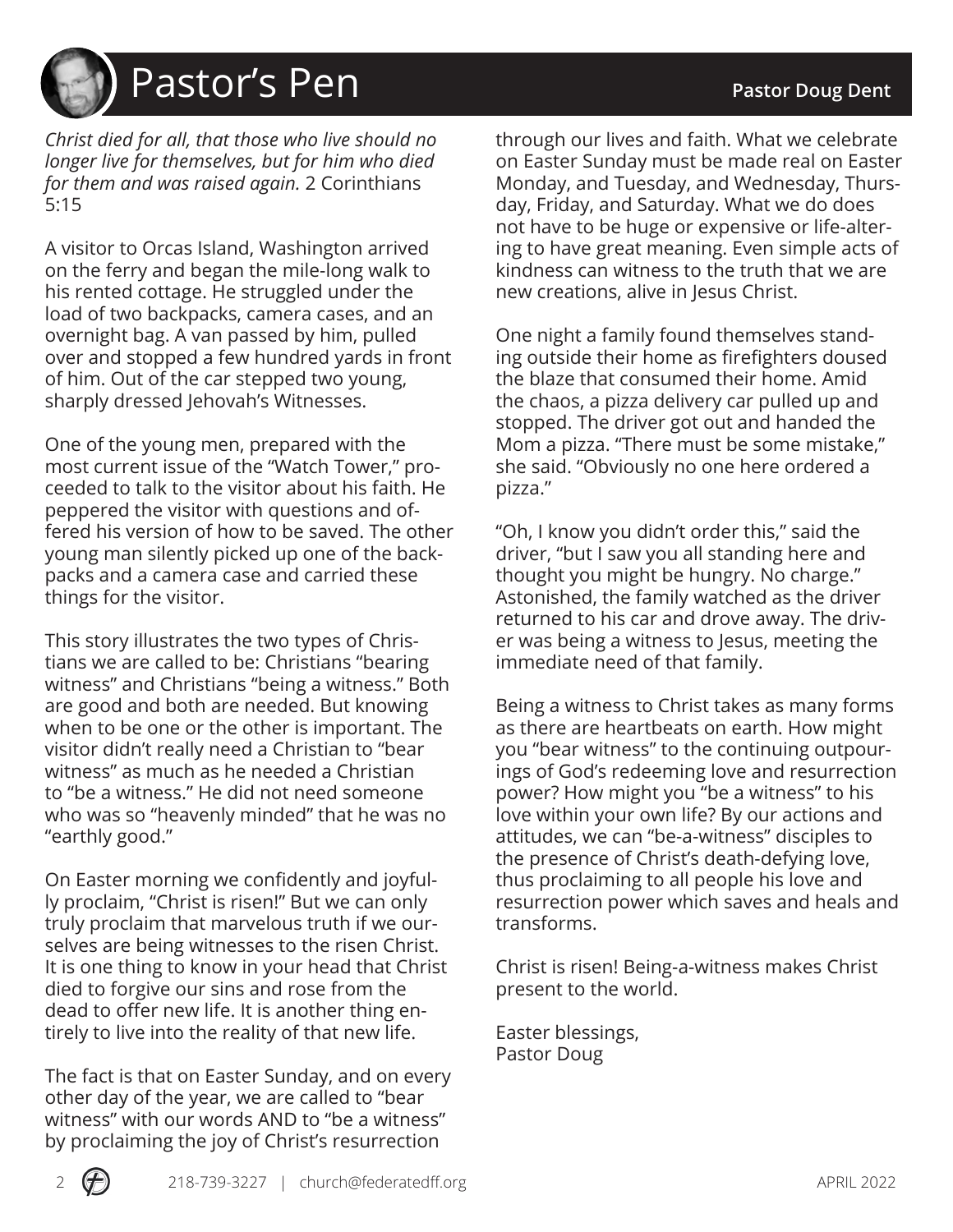# Pastor's Pen

**Pastor Doug Dent**

*Christ died for all, that those who live should no longer live for themselves, but for him who died for them and was raised again.* 2 Corinthians 5:15

A visitor to Orcas Island, Washington arrived on the ferry and began the mile-long walk to his rented cottage. He struggled under the load of two backpacks, camera cases, and an overnight bag. A van passed by him, pulled over and stopped a few hundred yards in front of him. Out of the car stepped two young, sharply dressed Jehovah's Witnesses.

One of the young men, prepared with the most current issue of the "Watch Tower," proceeded to talk to the visitor about his faith. He peppered the visitor with questions and offered his version of how to be saved. The other young man silently picked up one of the backpacks and a camera case and carried these things for the visitor.

This story illustrates the two types of Christians we are called to be: Christians "bearing witness" and Christians "being a witness." Both are good and both are needed. But knowing when to be one or the other is important. The visitor didn't really need a Christian to "bear witness" as much as he needed a Christian to "be a witness." He did not need someone who was so "heavenly minded" that he was no "earthly good."

On Easter morning we confidently and joyfully proclaim, "Christ is risen!" But we can only truly proclaim that marvelous truth if we ourselves are being witnesses to the risen Christ. It is one thing to know in your head that Christ died to forgive our sins and rose from the dead to offer new life. It is another thing entirely to live into the reality of that new life.

The fact is that on Easter Sunday, and on every other day of the year, we are called to "bear witness" with our words AND to "be a witness" by proclaiming the joy of Christ's resurrection through our lives and faith. What we celebrate on Easter Sunday must be made real on Easter Monday, and Tuesday, and Wednesday, Thursday, Friday, and Saturday. What we do does not have to be huge or expensive or life-altering to have great meaning. Even simple acts of kindness can witness to the truth that we are new creations, alive in Jesus Christ.

One night a family found themselves standing outside their home as firefighters doused the blaze that consumed their home. Amid the chaos, a pizza delivery car pulled up and stopped. The driver got out and handed the Mom a pizza. "There must be some mistake," she said. "Obviously no one here ordered a pizza."

"Oh, I know you didn't order this," said the driver, "but I saw you all standing here and thought you might be hungry. No charge." Astonished, the family watched as the driver returned to his car and drove away. The driver was being a witness to Jesus, meeting the immediate need of that family.

Being a witness to Christ takes as many forms as there are heartbeats on earth. How might you "bear witness" to the continuing outpourings of God's redeeming love and resurrection power? How might you "be a witness" to his love within your own life? By our actions and attitudes, we can "be-a-witness" disciples to the presence of Christ's death-defying love, thus proclaiming to all people his love and resurrection power which saves and heals and transforms.

Christ is risen! Being-a-witness makes Christ present to the world.

Easter blessings,  
Pastor Doug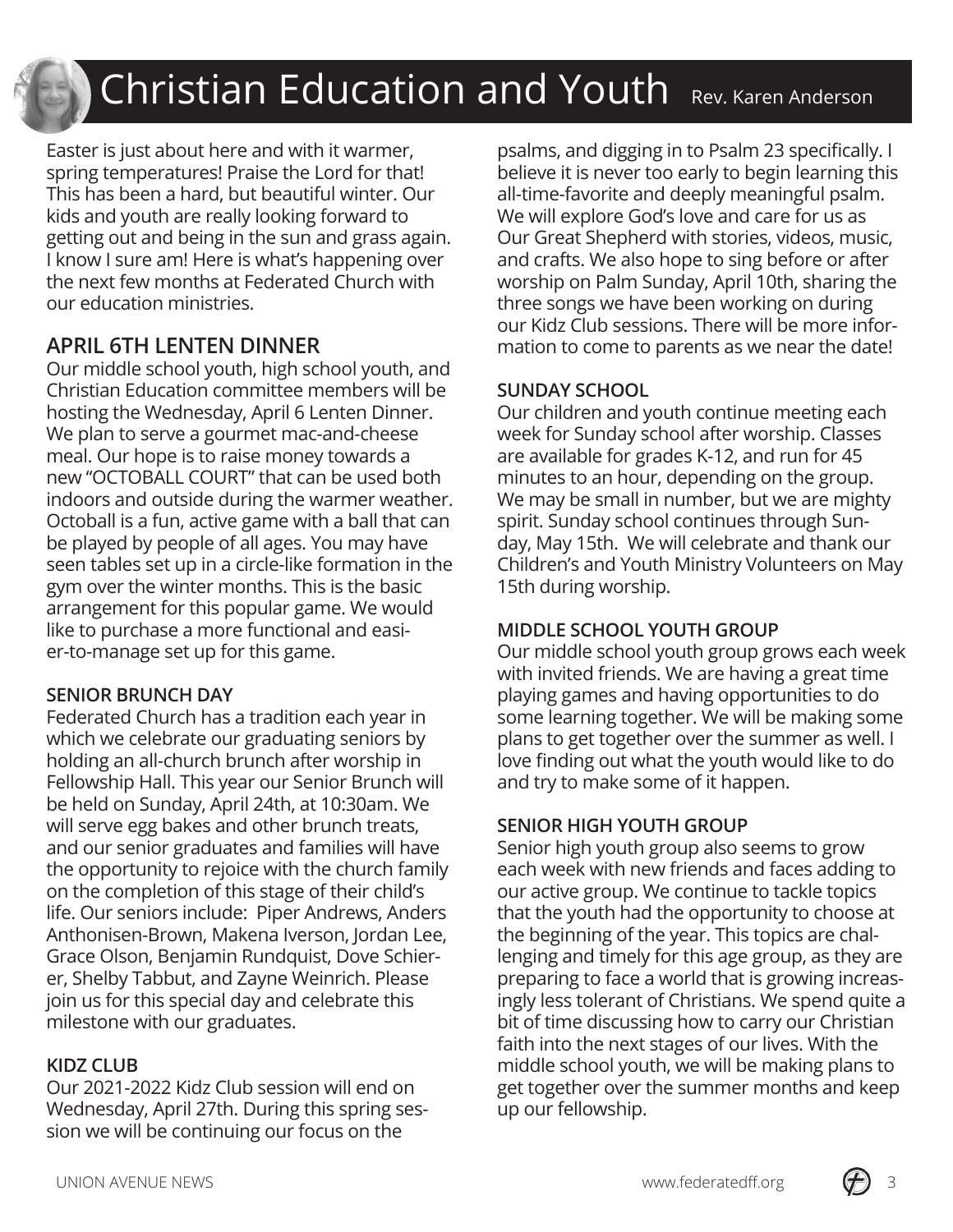# Christian Education and Youth

Rev. Karen Anderson

Easter is just about here and with it warmer, spring temperatures! Praise the Lord for that! This has been a hard, but beautiful winter. Our kids and youth are really looking forward to getting out and being in the sun and grass again. I know I sure am! Here is what's happening over the next few months at Federated Church with our education ministries.

## APRIL 6TH LENTEN DINNER

Our middle school youth, high school youth, and Christian Education committee members will be hosting the Wednesday, April 6 Lenten Dinner. We plan to serve a gourmet mac-and-cheese meal. Our hope is to raise money towards a new "OCTOBALL COURT" that can be used both indoors and outside during the warmer weather. Octoball is a fun, active game with a ball that can be played by people of all ages. You may have seen tables set up in a circle-like formation in the gym over the winter months. This is the basic arrangement for this popular game. We would like to purchase a more functional and easier-to-manage set up for this game.

### SENIOR BRUNCH DAY

Federated Church has a tradition each year in which we celebrate our graduating seniors by holding an all-church brunch after worship in Fellowship Hall. This year our Senior Brunch will be held on Sunday, April 24th, at 10:30am. We will serve egg bakes and other brunch treats, and our senior graduates and families will have the opportunity to rejoice with the church family on the completion of this stage of their child's life. Our seniors include: Piper Andrews, Anders Anthonisen-Brown, Makena Iverson, Jordan Lee, Grace Olson, Benjamin Rundquist, Dove Schierer, Shelby Tabbut, and Zayne Weinrich. Please join us for this special day and celebrate this milestone with our graduates.

### KIDZ CLUB

Our 2021-2022 Kidz Club session will end on Wednesday, April 27th. During this spring session we will be continuing our focus on the psalms, and digging in to Psalm 23 specifically. I believe it is never too early to begin learning this all-time-favorite and deeply meaningful psalm. We will explore God's love and care for us as Our Great Shepherd with stories, videos, music, and crafts. We also hope to sing before or after worship on Palm Sunday, April 10th, sharing the three songs we have been working on during our Kidz Club sessions. There will be more information to come to parents as we near the date!

### SUNDAY SCHOOL

Our children and youth continue meeting each week for Sunday school after worship. Classes are available for grades K-12, and run for 45 minutes to an hour, depending on the group. We may be small in number, but we are mighty spirit. Sunday school continues through Sunday, May 15th. We will celebrate and thank our Children's and Youth Ministry Volunteers on May 15th during worship.

### MIDDLE SCHOOL YOUTH GROUP

Our middle school youth group grows each week with invited friends. We are having a great time playing games and having opportunities to do some learning together. We will be making some plans to get together over the summer as well. I love finding out what the youth would like to do and try to make some of it happen.

### SENIOR HIGH YOUTH GROUP

Senior high youth group also seems to grow each week with new friends and faces adding to our active group. We continue to tackle topics that the youth had the opportunity to choose at the beginning of the year. This topics are challenging and timely for this age group, as they are preparing to face a world that is growing increasingly less tolerant of Christians. We spend quite a bit of time discussing how to carry our Christian faith into the next stages of our lives. With the middle school youth, we will be making plans to get together over the summer months and keep up our fellowship.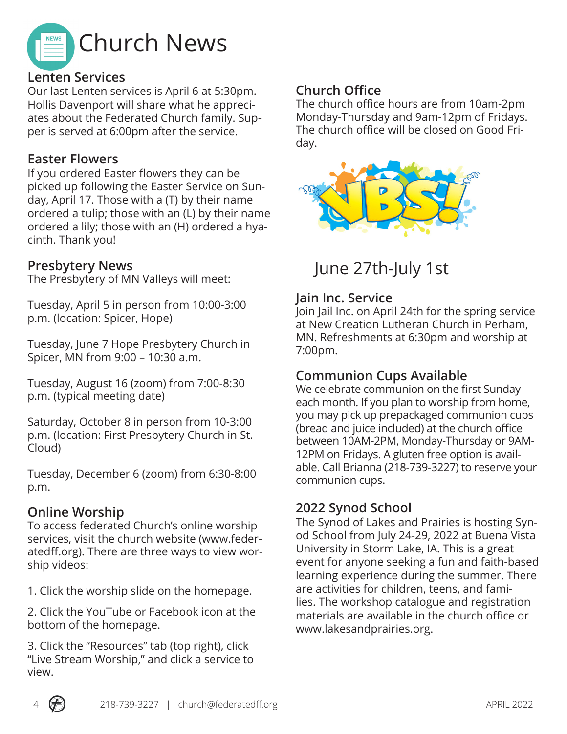# Church News

## Lenten Services

Our last Lenten services is April 6 at 5:30pm. Hollis Davenport will share what he appreciates about the Federated Church family. Supper is served at 6:00pm after the service.

## Easter Flowers

If you ordered Easter flowers they can be picked up following the Easter Service on Sunday, April 17. Those with a (T) by their name ordered a tulip; those with an (L) by their name ordered a lily; those with an (H) ordered a hyacinth. Thank you!

## Presbytery News

The Presbytery of MN Valleys will meet:

Tuesday, April 5 in person from 10:00-3:00 p.m. (location: Spicer, Hope)

Tuesday, June 7 Hope Presbytery Church in Spicer, MN from 9:00 – 10:30 a.m.

Tuesday, August 16 (zoom) from 7:00-8:30 p.m. (typical meeting date)

Saturday, October 8 in person from 10-3:00 p.m. (location: First Presbytery Church in St. Cloud)

Tuesday, December 6 (zoom) from 6:30-8:00 p.m.

## Online Worship

To access federated Church's online worship services, visit the church website (www.federatedff.org). There are three ways to view worship videos:

1. Click the worship slide on the homepage.
2. Click the YouTube or Facebook icon at the bottom of the homepage.
3. Click the "Resources" tab (top right), click "Live Stream Worship," and click a service to view.

## Church Office

The church office hours are from 10am-2pm Monday-Thursday and 9am-12pm of Fridays. The church office will be closed on Good Friday.

VBS!

June 27th-July 1st

## Jain Inc. Service

Join Jail Inc. on April 24th for the spring service at New Creation Lutheran Church in Perham, MN. Refreshments at 6:30pm and worship at 7:00pm.

## Communion Cups Available

We celebrate communion on the first Sunday each month. If you plan to worship from home, you may pick up prepackaged communion cups (bread and juice included) at the church office between 10AM-2PM, Monday-Thursday or 9AM-12PM on Fridays. A gluten free option is available. Call Brianna (218-739-3227) to reserve your communion cups.

## 2022 Synod School

The Synod of Lakes and Prairies is hosting Synod School from July 24-29, 2022 at Buena Vista University in Storm Lake, IA. This is a great event for anyone seeking a fun and faith-based learning experience during the summer. There are activities for children, teens, and families. The workshop catalogue and registration materials are available in the church office or www.lakesandprairies.org.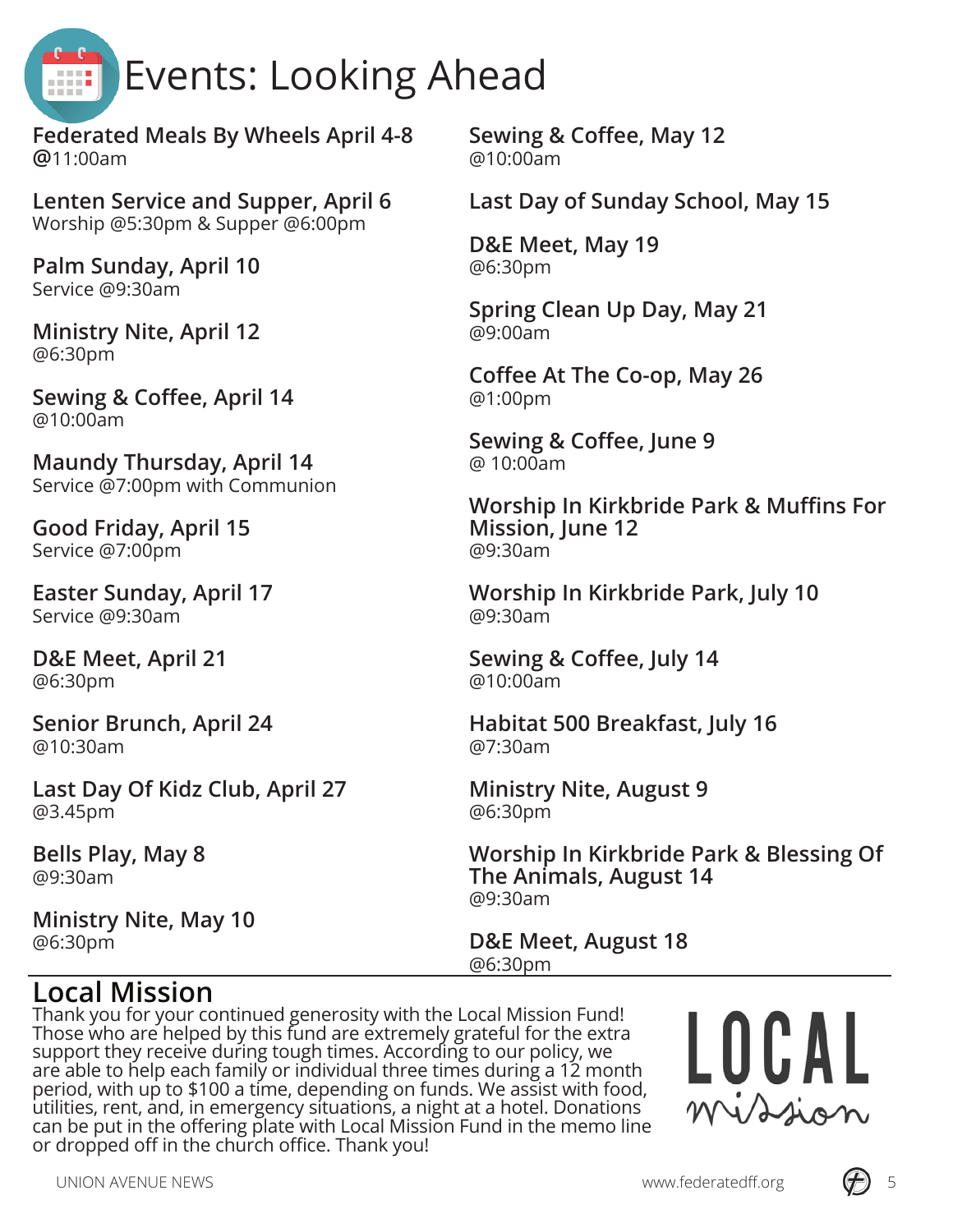# Events: Looking Ahead

**Federated Meals By Wheels April 4-8**
@11:00am

**Lenten Service and Supper, April 6**
Worship @5:30pm & Supper @6:00pm

**Palm Sunday, April 10**
Service @9:30am

**Ministry Nite, April 12**
@6:30pm

**Sewing & Coffee, April 14**
@10:00am

**Maundy Thursday, April 14**
Service @7:00pm with Communion

**Good Friday, April 15**
Service @7:00pm

**Easter Sunday, April 17**
Service @9:30am

**D&E Meet, April 21**
@6:30pm

**Senior Brunch, April 24**
@10:30am

**Last Day Of Kidz Club, April 27**
@3.45pm

**Bells Play, May 8**
@9:30am

**Ministry Nite, May 10**
@6:30pm

**Sewing & Coffee, May 12**
@10:00am

**Last Day of Sunday School, May 15**

**D&E Meet, May 19**
@6:30pm

**Spring Clean Up Day, May 21**
@9:00am

**Coffee At The Co-op, May 26**
@1:00pm

**Sewing & Coffee, June 9**
@ 10:00am

**Worship In Kirkbride Park & Muffins For Mission, June 12**
@9:30am

**Worship In Kirkbride Park, July 10**
@9:30am

**Sewing & Coffee, July 14**
@10:00am

**Habitat 500 Breakfast, July 16**
@7:30am

**Ministry Nite, August 9**
@6:30pm

**Worship In Kirkbride Park & Blessing Of The Animals, August 14**
@9:30am

**D&E Meet, August 18**
@6:30pm

## Local Mission

Thank you for your continued generosity with the Local Mission Fund! Those who are helped by this fund are extremely grateful for the extra support they receive during tough times. According to our policy, we are able to help each family or individual three times during a 12 month period, with up to $100 a time, depending on funds. We assist with food, utilities, rent, and, in emergency situations, a night at a hotel. Donations can be put in the offering plate with Local Mission Fund in the memo line or dropped off in the church office. Thank you!

LOCAL mission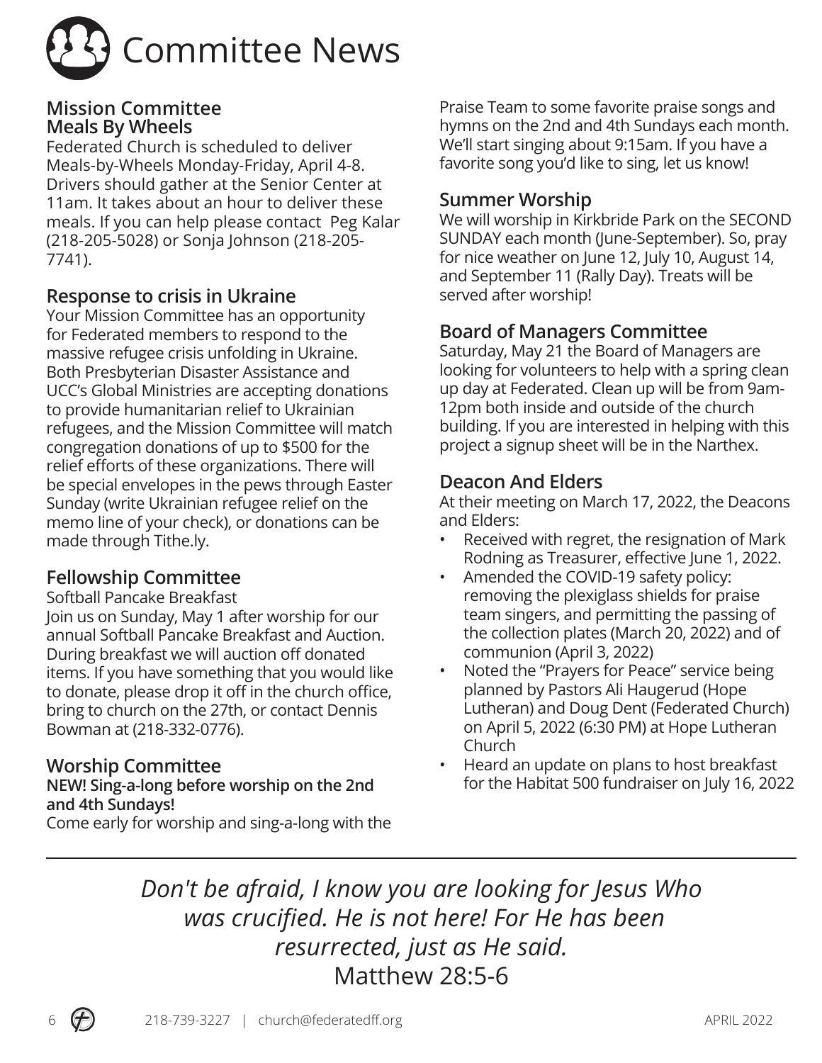# Committee News

## Mission Committee

### Meals By Wheels

Federated Church is scheduled to deliver Meals-by-Wheels Monday-Friday, April 4-8. Drivers should gather at the Senior Center at 11am. It takes about an hour to deliver these meals. If you can help please contact Peg Kalar (218-205-5028) or Sonja Johnson (218-205-7741).

### Response to crisis in Ukraine

Your Mission Committee has an opportunity for Federated members to respond to the massive refugee crisis unfolding in Ukraine. Both Presbyterian Disaster Assistance and UCC's Global Ministries are accepting donations to provide humanitarian relief to Ukrainian refugees, and the Mission Committee will match congregation donations of up to $500 for the relief efforts of these organizations. There will be special envelopes in the pews through Easter Sunday (write Ukrainian refugee relief on the memo line of your check), or donations can be made through Tithe.ly.

## Fellowship Committee

Softball Pancake Breakfast

Join us on Sunday, May 1 after worship for our annual Softball Pancake Breakfast and Auction. During breakfast we will auction off donated items. If you have something that you would like to donate, please drop it off in the church office, bring to church on the 27th, or contact Dennis Bowman at (218-332-0776).

## Worship Committee

**NEW! Sing-a-long before worship on the 2nd and 4th Sundays!**

Come early for worship and sing-a-long with the Praise Team to some favorite praise songs and hymns on the 2nd and 4th Sundays each month. We'll start singing about 9:15am. If you have a favorite song you'd like to sing, let us know!

### Summer Worship

We will worship in Kirkbride Park on the SECOND SUNDAY each month (June-September). So, pray for nice weather on June 12, July 10, August 14, and September 11 (Rally Day). Treats will be served after worship!

## Board of Managers Committee

Saturday, May 21 the Board of Managers are looking for volunteers to help with a spring clean up day at Federated. Clean up will be from 9am-12pm both inside and outside of the church building. If you are interested in helping with this project a signup sheet will be in the Narthex.

## Deacon And Elders

At their meeting on March 17, 2022, the Deacons and Elders:

- Received with regret, the resignation of Mark Rodning as Treasurer, effective June 1, 2022.
- Amended the COVID-19 safety policy: removing the plexiglass shields for praise team singers, and permitting the passing of the collection plates (March 20, 2022) and of communion (April 3, 2022)
- Noted the "Prayers for Peace" service being planned by Pastors Ali Haugerud (Hope Lutheran) and Doug Dent (Federated Church) on April 5, 2022 (6:30 PM) at Hope Lutheran Church
- Heard an update on plans to host breakfast for the Habitat 500 fundraiser on July 16, 2022

---

*Don't be afraid, I know you are looking for Jesus Who was crucified. He is not here! For He has been resurrected, just as He said.*
Matthew 28:5-6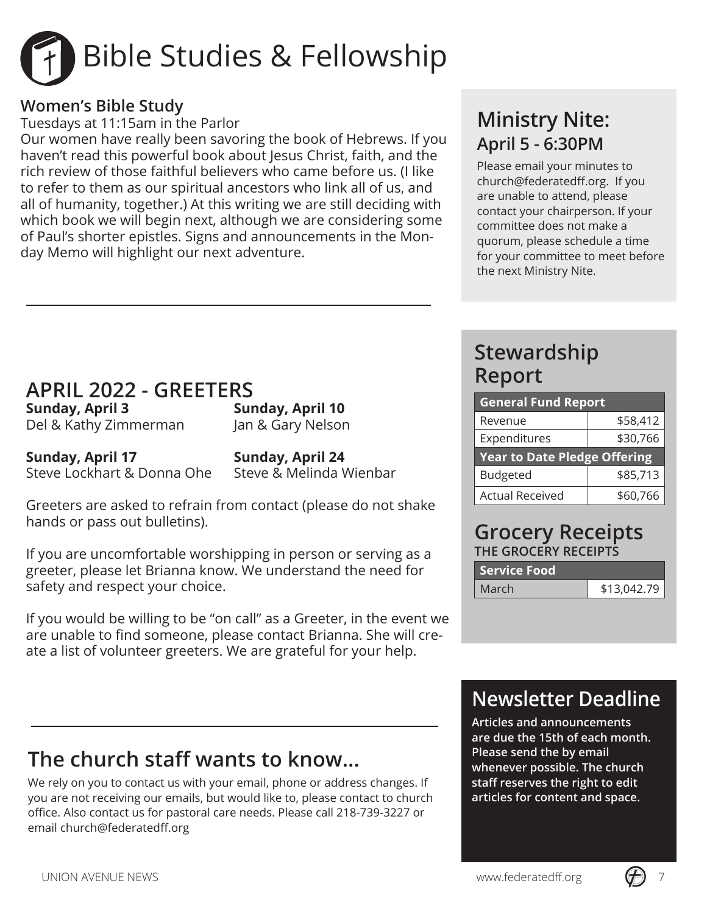# Bible Studies & Fellowship

### Women's Bible Study

Tuesdays at 11:15am in the Parlor

Our women have really been savoring the book of Hebrews. If you haven't read this powerful book about Jesus Christ, faith, and the rich review of those faithful believers who came before us. (I like to refer to them as our spiritual ancestors who link all of us, and all of humanity, together.) At this writing we are still deciding with which book we will begin next, although we are considering some of Paul's shorter epistles. Signs and announcements in the Monday Memo will highlight our next adventure.

## APRIL 2022 - GREETERS

**Sunday, April 3**
Del & Kathy Zimmerman

**Sunday, April 10**
Jan & Gary Nelson

**Sunday, April 17**
Steve Lockhart & Donna Ohe

**Sunday, April 24**
Steve & Melinda Wienbar

Greeters are asked to refrain from contact (please do not shake hands or pass out bulletins).

If you are uncomfortable worshipping in person or serving as a greeter, please let Brianna know. We understand the need for safety and respect your choice.

If you would be willing to be "on call" as a Greeter, in the event we are unable to find someone, please contact Brianna. She will create a list of volunteer greeters. We are grateful for your help.

## The church staff wants to know...

We rely on you to contact us with your email, phone or address changes. If you are not receiving our emails, but would like to, please contact to church office. Also contact us for pastoral care needs. Please call 218-739-3227 or email church@federatedff.org

## Ministry Nite:
### April 5 - 6:30PM

Please email your minutes to church@federatedff.org. If you are unable to attend, please contact your chairperson. If your committee does not make a quorum, please schedule a time for your committee to meet before the next Ministry Nite.

## Stewardship Report

| General Fund Report | |
|---|---|
| Revenue | $58,412 |
| Expenditures | $30,766 |
| **Year to Date Pledge Offering** | |
| Budgeted | $85,713 |
| Actual Received | $60,766 |

## Grocery Receipts

THE GROCERY RECEIPTS

| Service Food | |
|---|---|
| March | $13,042.79 |

## Newsletter Deadline

**Articles and announcements are due the 15th of each month. Please send the by email whenever possible. The church staff reserves the right to edit articles for content and space.**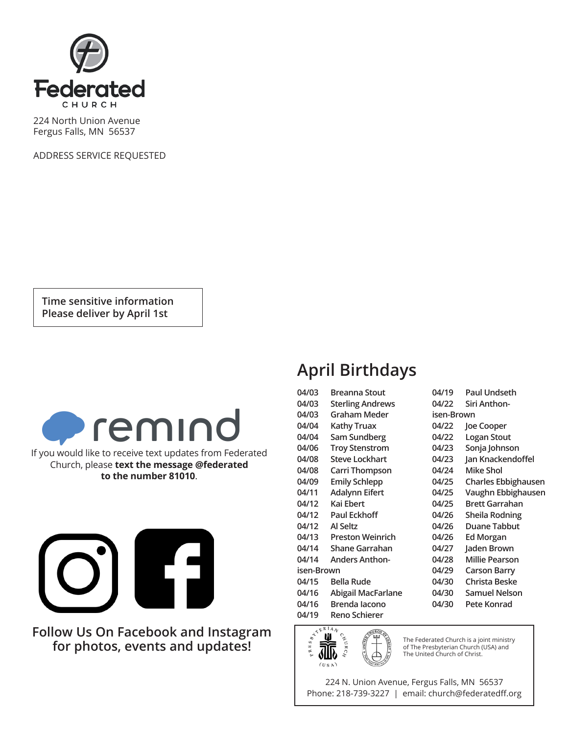Federated

CHURCH

224 North Union Avenue
Fergus Falls, MN 56537

ADDRESS SERVICE REQUESTED

Time sensitive information
Please deliver by April 1st

remind

If you would like to receive text updates from Federated Church, please **text the message @federated to the number 81010**.

**Follow Us On Facebook and Instagram for photos, events and updates!**

## April Birthdays

| | |
|---|---|
| 04/03 | Breanna Stout |
| 04/03 | Sterling Andrews |
| 04/03 | Graham Meder |
| 04/04 | Kathy Truax |
| 04/04 | Sam Sundberg |
| 04/06 | Troy Stenstrom |
| 04/08 | Steve Lockhart |
| 04/08 | Carri Thompson |
| 04/09 | Emily Schlepp |
| 04/11 | Adalynn Eifert |
| 04/12 | Kai Ebert |
| 04/12 | Paul Eckhoff |
| 04/12 | Al Seltz |
| 04/13 | Preston Weinrich |
| 04/14 | Shane Garrahan |
| 04/14 | Anders Anthonisen-Brown |
| 04/15 | Bella Rude |
| 04/16 | Abigail MacFarlane |
| 04/16 | Brenda Iacono |
| 04/19 | Reno Schierer |
| 04/19 | Paul Undseth |
| 04/22 | Siri Anthonisen-Brown |
| 04/22 | Joe Cooper |
| 04/22 | Logan Stout |
| 04/23 | Sonja Johnson |
| 04/23 | Jan Knackendoffel |
| 04/24 | Mike Shol |
| 04/25 | Charles Ebbighausen |
| 04/25 | Vaughn Ebbighausen |
| 04/25 | Brett Garrahan |
| 04/26 | Sheila Rodning |
| 04/26 | Duane Tabbut |
| 04/26 | Ed Morgan |
| 04/27 | Jaden Brown |
| 04/28 | Millie Pearson |
| 04/29 | Carson Barry |
| 04/30 | Christa Beske |
| 04/30 | Samuel Nelson |
| 04/30 | Pete Konrad |

The Federated Church is a joint ministry of The Presbyterian Church (USA) and The United Church of Christ.

224 N. Union Avenue, Fergus Falls, MN 56537
Phone: 218-739-3227 | email: church@federatedff.org